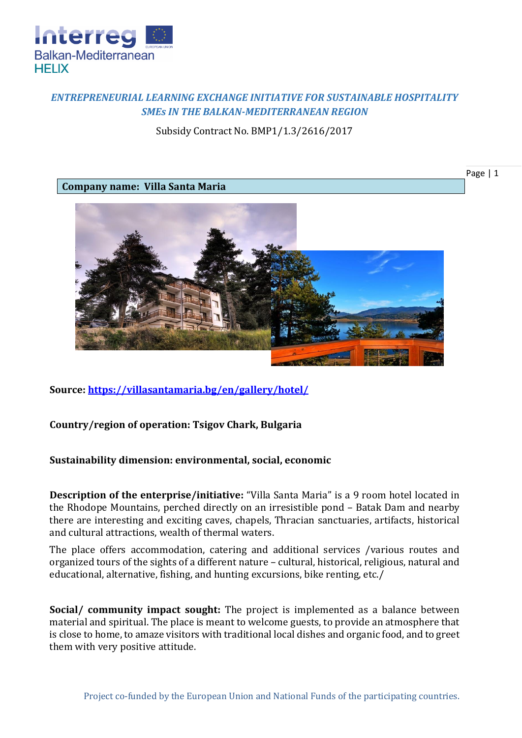*ENTREPRENEURIAL LEARNING EXCHANGE INITIATIVE FOR SUSTAINABLE HOSPITALITY SMEs IN THE BALKAN-MEDITERRANEAN REGION*

Subsidy Contract No. BMP1/1.3/2616/2017

**Company name: Villa Santa Maria**

**Source: https://villasantamaria.bg/en/gallery/hotel/**

**Country/region of operation: Tsigov Chark, Bulgaria**

**Sustainability dimension: environmental, social, economic**

**Description of the enterprise/initiative:** "Villa Santa Maria" is a 9 room hotel located in the Rhodope Mountains, perched directly on an irresistible pond – Batak Dam and nearby there are interesting and exciting caves, chapels, Thracian sanctuaries, artifacts, historical and cultural attractions, wealth of thermal waters.

The place offers accommodation, catering and additional services /various routes and organized tours of the sights of a different nature – cultural, historical, religious, natural and educational, alternative, fishing, and hunting excursions, bike renting, etc./

**Social/ community impact sought:** The project is implemented as a balance between material and spiritual. The place is meant to welcome guests, to provide an atmosphere that is close to home, to amaze visitors with traditional local dishes and organic food, and to greet them with very positive attitude.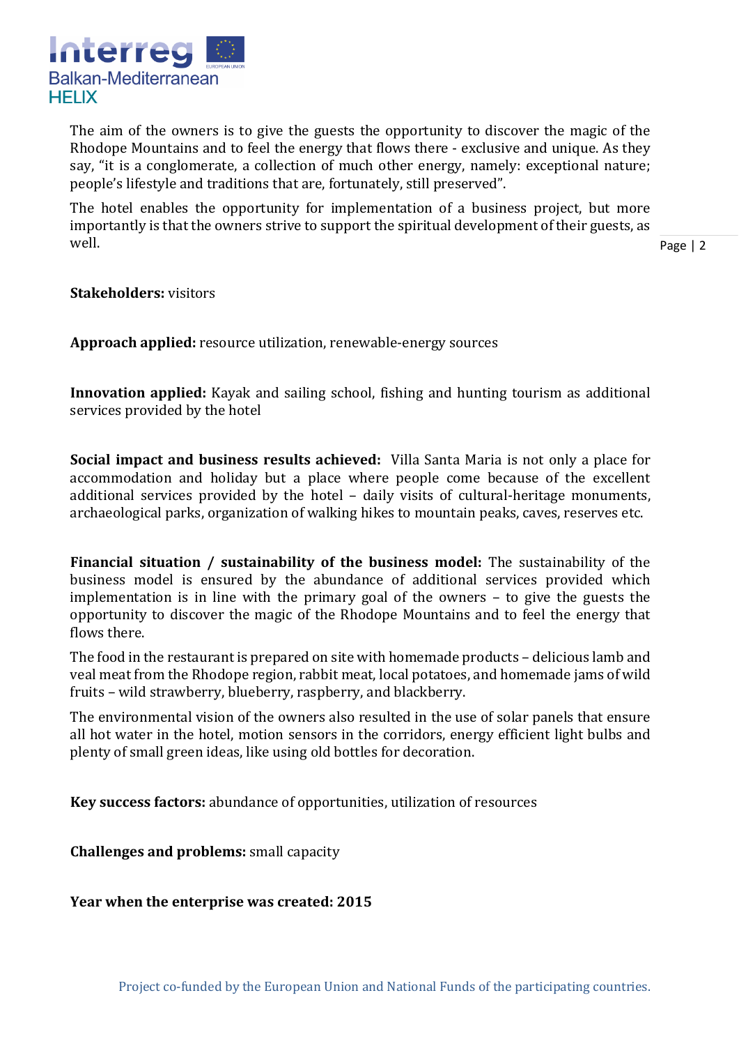The aim of the owners is to give the guests the opportunity to discover the magic of the Rhodope Mountains and to feel the energy that flows there - exclusive and unique. As they say, "it is a conglomerate, a collection of much other energy, namely: exceptional nature; people's lifestyle and traditions that are, fortunately, still preserved".

The hotel enables the opportunity for implementation of a business project, but more importantly is that the owners strive to support the spiritual development of their guests, as well.

**Stakeholders:** visitors

**Approach applied:** resource utilization, renewable-energy sources

**Innovation applied:** Kayak and sailing school, fishing and hunting tourism as additional services provided by the hotel

**Social impact and business results achieved:** Villa Santa Maria is not only a place for accommodation and holiday but a place where people come because of the excellent additional services provided by the hotel – daily visits of cultural-heritage monuments, archaeological parks, organization of walking hikes to mountain peaks, caves, reserves etc.

**Financial situation / sustainability of the business model:** The sustainability of the business model is ensured by the abundance of additional services provided which implementation is in line with the primary goal of the owners – to give the guests the opportunity to discover the magic of the Rhodope Mountains and to feel the energy that flows there.

The food in the restaurant is prepared on site with homemade products – delicious lamb and veal meat from the Rhodope region, rabbit meat, local potatoes, and homemade jams of wild fruits – wild strawberry, blueberry, raspberry, and blackberry.

The environmental vision of the owners also resulted in the use of solar panels that ensure all hot water in the hotel, motion sensors in the corridors, energy efficient light bulbs and plenty of small green ideas, like using old bottles for decoration.

**Key success factors:** abundance of opportunities, utilization of resources

**Challenges and problems:** small capacity

**Year when the enterprise was created: 2015**

Project co-funded by the European Union and National Funds of the participating countries.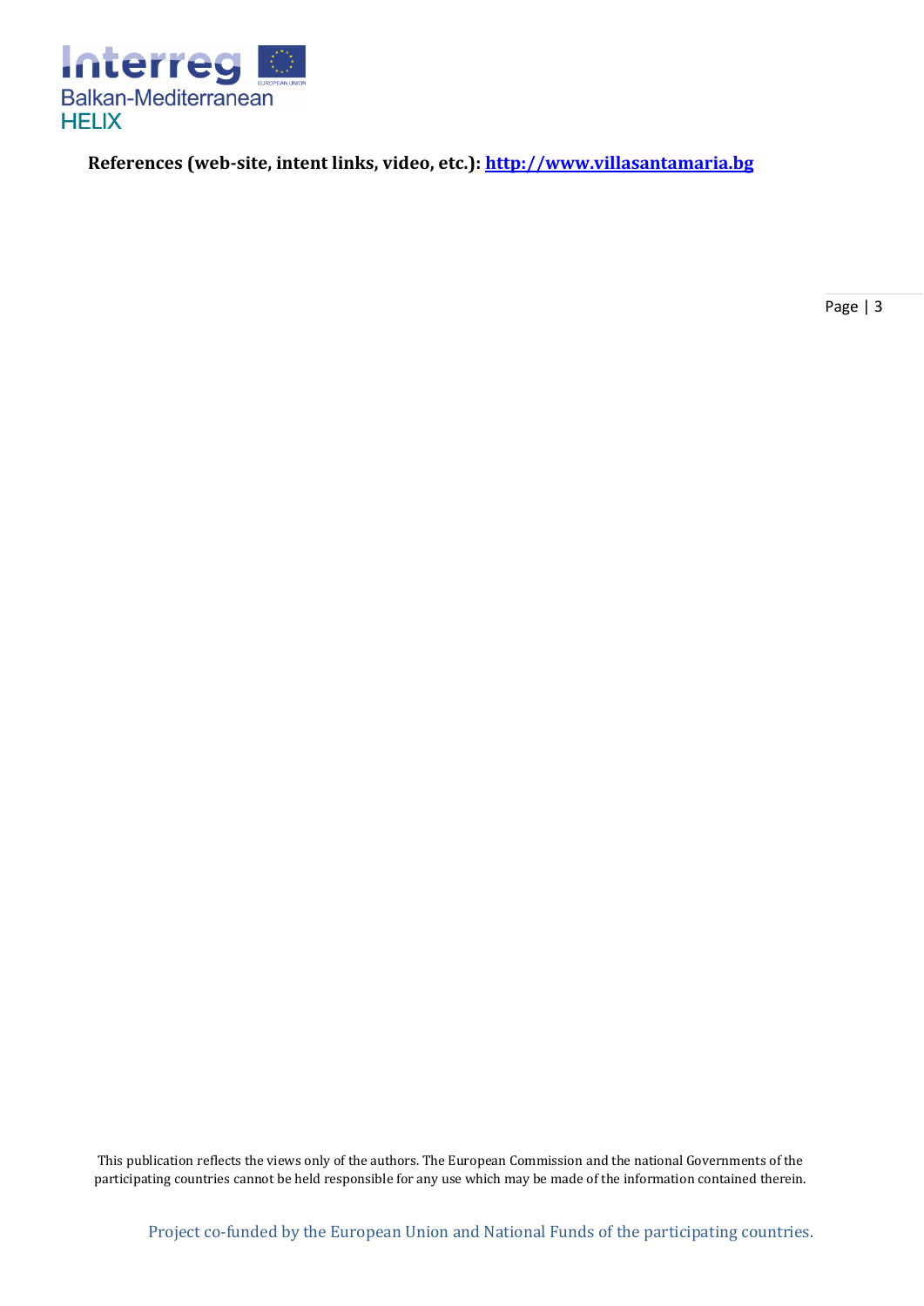**References (web-site, intent links, video, etc.):** [http://www.villasantamaria.bg](http://www.villasantamaria.bg)

This publication reflects the views only of the authors. The European Commission and the national Governments of the participating countries cannot be held responsible for any use which may be made of the information contained therein.

Project co-funded by the European Union and National Funds of the participating countries.